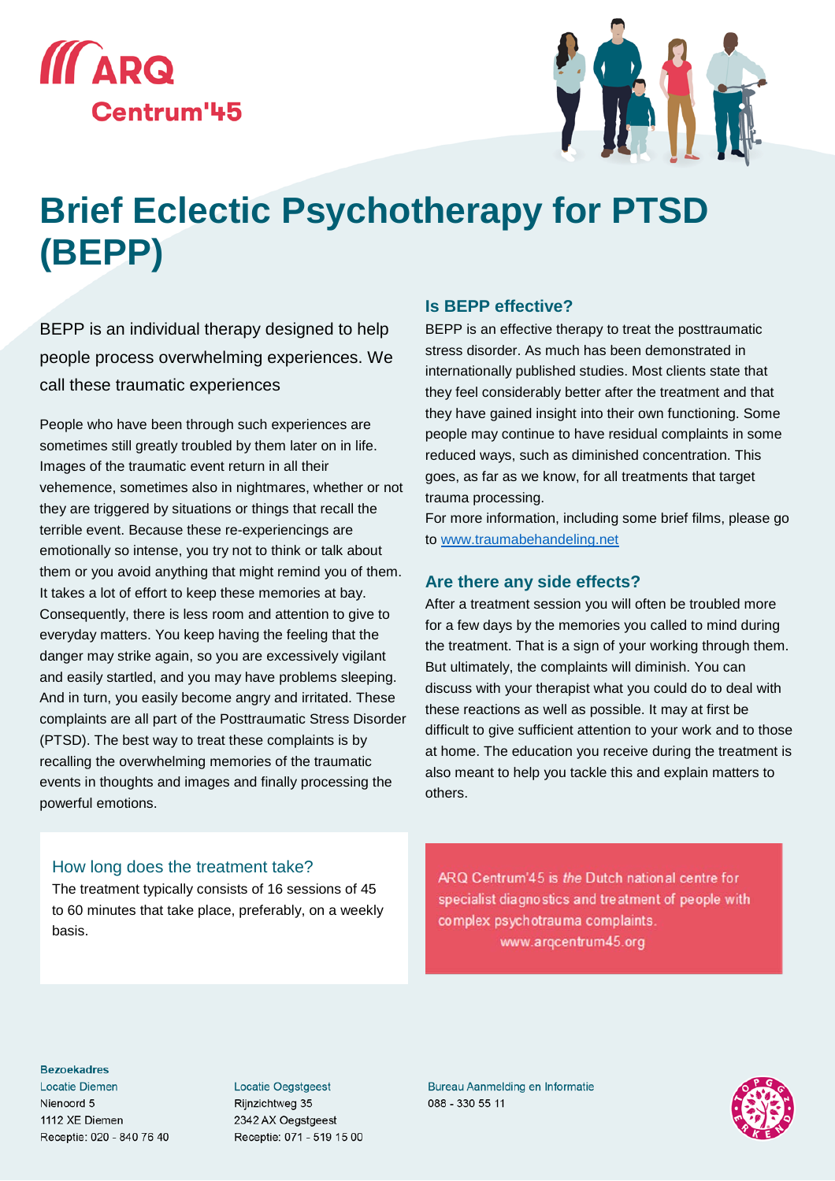ARQ Centrum'45

# Brief Eclectic Psychotherapy for PTSD (BEPP)

BEPP is an individual therapy designed to help people process overwhelming experiences. We call these traumatic experiences

People who have been through such experiences are sometimes still greatly troubled by them later on in life. Images of the traumatic event return in all their vehemence, sometimes also in nightmares, whether or not they are triggered by situations or things that recall the terrible event. Because these re-experiencings are emotionally so intense, you try not to think or talk about them or you avoid anything that might remind you of them. It takes a lot of effort to keep these memories at bay. Consequently, there is less room and attention to give to everyday matters. You keep having the feeling that the danger may strike again, so you are excessively vigilant and easily startled, and you may have problems sleeping. And in turn, you easily become angry and irritated. These complaints are all part of the Posttraumatic Stress Disorder (PTSD). The best way to treat these complaints is by recalling the overwhelming memories of the traumatic events in thoughts and images and finally processing the powerful emotions.

### How long does the treatment take?

The treatment typically consists of 16 sessions of 45 to 60 minutes that take place, preferably, on a weekly basis.

### Is BEPP effective?

BEPP is an effective therapy to treat the posttraumatic stress disorder. As much has been demonstrated in internationally published studies. Most clients state that they feel considerably better after the treatment and that they have gained insight into their own functioning. Some people may continue to have residual complaints in some reduced ways, such as diminished concentration. This goes, as far as we know, for all treatments that target trauma processing.
For more information, including some brief films, please go to [www.traumabehandeling.net](www.traumabehandeling.net)

### Are there any side effects?

After a treatment session you will often be troubled more for a few days by the memories you called to mind during the treatment. That is a sign of your working through them. But ultimately, the complaints will diminish. You can discuss with your therapist what you could do to deal with these reactions as well as possible. It may at first be difficult to give sufficient attention to your work and to those at home. The education you receive during the treatment is also meant to help you tackle this and explain matters to others.

ARQ Centrum'45 is *the* Dutch national centre for specialist diagnostics and treatment of people with complex psychotrauma complaints.
www.arqcentrum45.org

**Bezoekadres**

Locatie Diemen
Nienoord 5
1112 XE Diemen
Receptie: 020 - 840 76 40

Locatie Oegstgeest
Rijnzichtweg 35
2342 AX Oegstgeest
Receptie: 071 - 519 15 00

Bureau Aanmelding en Informatie
088 - 330 55 11

TOP GGZ ERKEND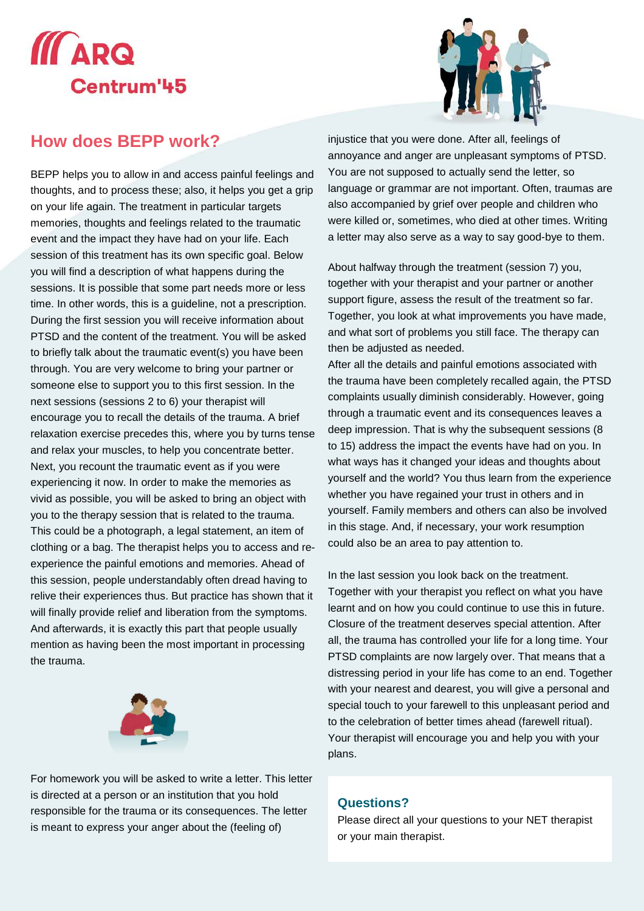## How does BEPP work?

BEPP helps you to allow in and access painful feelings and thoughts, and to process these; also, it helps you get a grip on your life again. The treatment in particular targets memories, thoughts and feelings related to the traumatic event and the impact they have had on your life. Each session of this treatment has its own specific goal. Below you will find a description of what happens during the sessions. It is possible that some part needs more or less time. In other words, this is a guideline, not a prescription. During the first session you will receive information about PTSD and the content of the treatment. You will be asked to briefly talk about the traumatic event(s) you have been through. You are very welcome to bring your partner or someone else to support you to this first session. In the next sessions (sessions 2 to 6) your therapist will encourage you to recall the details of the trauma. A brief relaxation exercise precedes this, where you by turns tense and relax your muscles, to help you concentrate better. Next, you recount the traumatic event as if you were experiencing it now. In order to make the memories as vivid as possible, you will be asked to bring an object with you to the therapy session that is related to the trauma. This could be a photograph, a legal statement, an item of clothing or a bag. The therapist helps you to access and re-experience the painful emotions and memories. Ahead of this session, people understandably often dread having to relive their experiences thus. But practice has shown that it will finally provide relief and liberation from the symptoms. And afterwards, it is exactly this part that people usually mention as having been the most important in processing the trauma.

For homework you will be asked to write a letter. This letter is directed at a person or an institution that you hold responsible for the trauma or its consequences. The letter is meant to express your anger about the (feeling of) injustice that you were done. After all, feelings of annoyance and anger are unpleasant symptoms of PTSD. You are not supposed to actually send the letter, so language or grammar are not important. Often, traumas are also accompanied by grief over people and children who were killed or, sometimes, who died at other times. Writing a letter may also serve as a way to say good-bye to them.

About halfway through the treatment (session 7) you, together with your therapist and your partner or another support figure, assess the result of the treatment so far. Together, you look at what improvements you have made, and what sort of problems you still face. The therapy can then be adjusted as needed.

After all the details and painful emotions associated with the trauma have been completely recalled again, the PTSD complaints usually diminish considerably. However, going through a traumatic event and its consequences leaves a deep impression. That is why the subsequent sessions (8 to 15) address the impact the events have had on you. In what ways has it changed your ideas and thoughts about yourself and the world? You thus learn from the experience whether you have regained your trust in others and in yourself. Family members and others can also be involved in this stage. And, if necessary, your work resumption could also be an area to pay attention to.

In the last session you look back on the treatment. Together with your therapist you reflect on what you have learnt and on how you could continue to use this in future. Closure of the treatment deserves special attention. After all, the trauma has controlled your life for a long time. Your PTSD complaints are now largely over. That means that a distressing period in your life has come to an end. Together with your nearest and dearest, you will give a personal and special touch to your farewell to this unpleasant period and to the celebration of better times ahead (farewell ritual). Your therapist will encourage you and help you with your plans.

### Questions?

Please direct all your questions to your NET therapist or your main therapist.